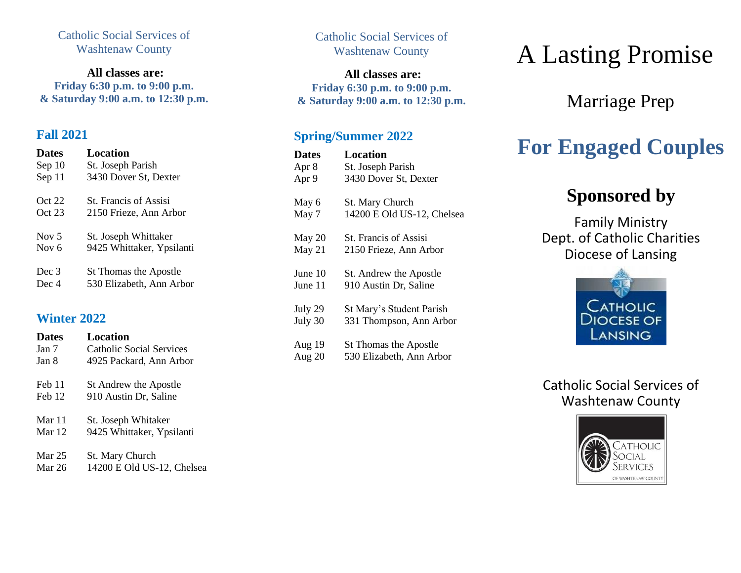Catholic Social Services of Washtenaw County

**All classes are:**
**Friday 6:30 p.m. to 9:00 p.m.**
**& Saturday 9:00 a.m. to 12:30 p.m.**

## Fall 2021

| Dates | Location |
|---|---|
| Sep 10 | St. Joseph Parish |
| Sep 11 | 3430 Dover St, Dexter |
| Oct 22 | St. Francis of Assisi |
| Oct 23 | 2150 Frieze, Ann Arbor |
| Nov 5 | St. Joseph Whittaker |
| Nov 6 | 9425 Whittaker, Ypsilanti |
| Dec 3 | St Thomas the Apostle |
| Dec 4 | 530 Elizabeth, Ann Arbor |

## Winter 2022

| Dates | Location |
|---|---|
| Jan 7 | Catholic Social Services |
| Jan 8 | 4925 Packard, Ann Arbor |
| Feb 11 | St Andrew the Apostle |
| Feb 12 | 910 Austin Dr, Saline |
| Mar 11 | St. Joseph Whitaker |
| Mar 12 | 9425 Whittaker, Ypsilanti |
| Mar 25 | St. Mary Church |
| Mar 26 | 14200 E Old US-12, Chelsea |

Catholic Social Services of Washtenaw County

**All classes are:**
**Friday 6:30 p.m. to 9:00 p.m.**
**& Saturday 9:00 a.m. to 12:30 p.m.**

## Spring/Summer 2022

| Dates | Location |
|---|---|
| Apr 8 | St. Joseph Parish |
| Apr 9 | 3430 Dover St, Dexter |
| May 6 | St. Mary Church |
| May 7 | 14200 E Old US-12, Chelsea |
| May 20 | St. Francis of Assisi |
| May 21 | 2150 Frieze, Ann Arbor |
| June 10 | St. Andrew the Apostle |
| June 11 | 910 Austin Dr, Saline |
| July 29 | St Mary's Student Parish |
| July 30 | 331 Thompson, Ann Arbor |
| Aug 19 | St Thomas the Apostle |
| Aug 20 | 530 Elizabeth, Ann Arbor |

# A Lasting Promise

Marriage Prep

## For Engaged Couples

## Sponsored by

Family Ministry
Dept. of Catholic Charities
Diocese of Lansing

CATHOLIC DIOCESE OF LANSING

Catholic Social Services of Washtenaw County

CATHOLIC SOCIAL SERVICES OF WASHTENAW COUNTY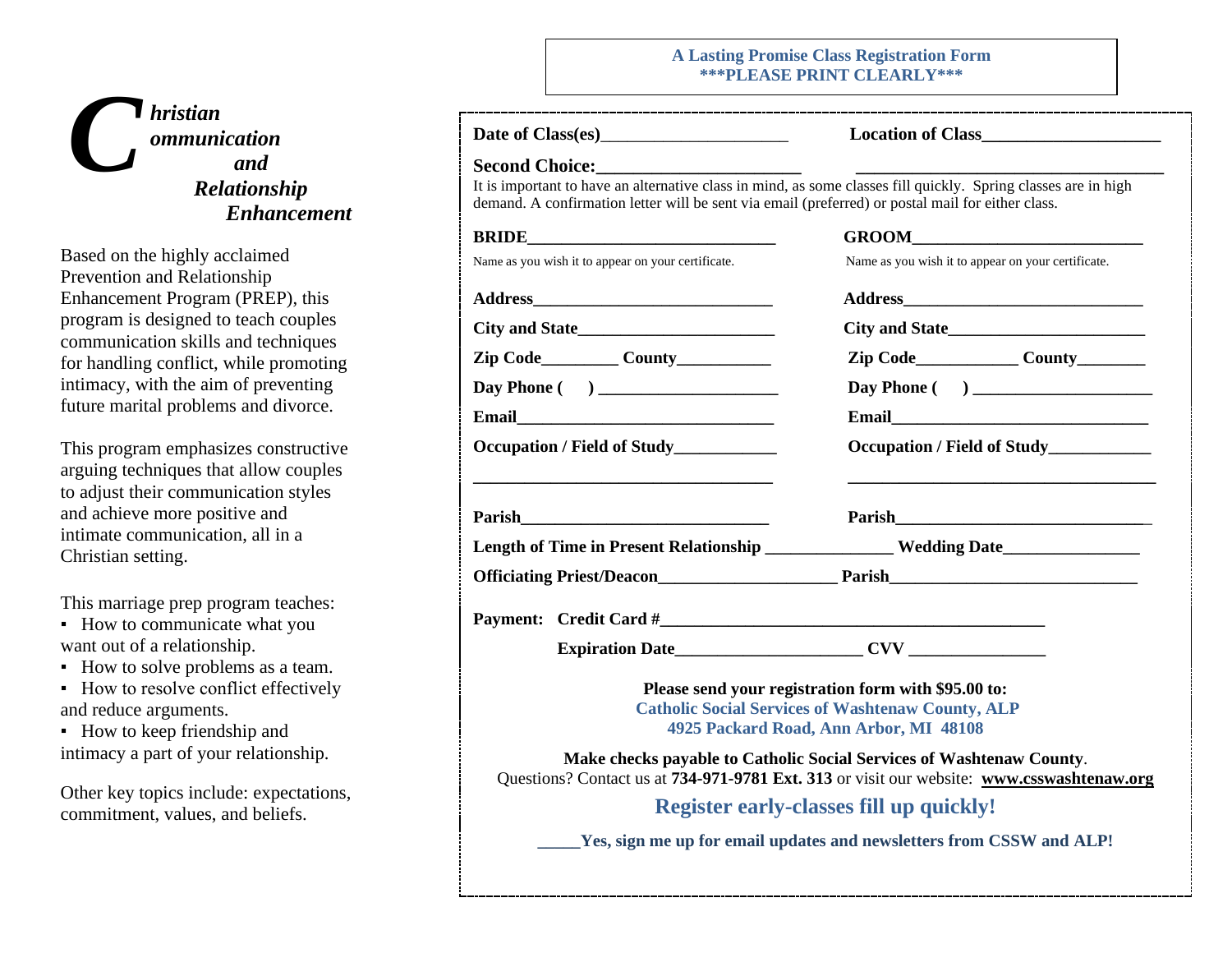***C**hristian **C**ommunication and Relationship Enhancement*

Based on the highly acclaimed Prevention and Relationship Enhancement Program (PREP), this program is designed to teach couples communication skills and techniques for handling conflict, while promoting intimacy, with the aim of preventing future marital problems and divorce.

This program emphasizes constructive arguing techniques that allow couples to adjust their communication styles and achieve more positive and intimate communication, all in a Christian setting.

This marriage prep program teaches:

- How to communicate what you want out of a relationship.
- How to solve problems as a team.
- How to resolve conflict effectively and reduce arguments.
- How to keep friendship and intimacy a part of your relationship.

Other key topics include: expectations, commitment, values, and beliefs.

**A Lasting Promise Class Registration Form**
**\*\*\*PLEASE PRINT CLEARLY\*\*\***

**Date of Class(es)**_____________________ **Location of Class**____________________

**Second Choice:**_______________________ _________________________________

It is important to have an alternative class in mind, as some classes fill quickly. Spring classes are in high demand. A confirmation letter will be sent via email (preferred) or postal mail for either class.

**BRIDE**____________________________
Name as you wish it to appear on your certificate.

**Address**___________________________

**City and State**______________________

**Zip Code**________ **County**__________

**Day Phone (   )** ____________________

**Email**______________________________

**Occupation / Field of Study**___________

__________________________________

**Parish**____________________________

**GROOM**__________________________
Name as you wish it to appear on your certificate.

**Address**___________________________

**City and State**______________________

**Zip Code**___________ **County**_______

**Day Phone (   )** ____________________

**Email**______________________________

**Occupation / Field of Study**___________

___________________________________

**Parish**____________________________

**Length of Time in Present Relationship** ______________ **Wedding Date**_______________

**Officiating Priest/Deacon**____________________ **Parish**_____________________________

**Payment: Credit Card #**___________________________________________

**Expiration Date**_____________________ **CVV** _______________

**Please send your registration form with $95.00 to:**
**Catholic Social Services of Washtenaw County, ALP**
**4925 Packard Road, Ann Arbor, MI 48108**

**Make checks payable to Catholic Social Services of Washtenaw County**.
Questions? Contact us at **734-971-9781 Ext. 313** or visit our website: **www.csswashtenaw.org**

**Register early-classes fill up quickly!**

**_____Yes, sign me up for email updates and newsletters from CSSW and ALP!**